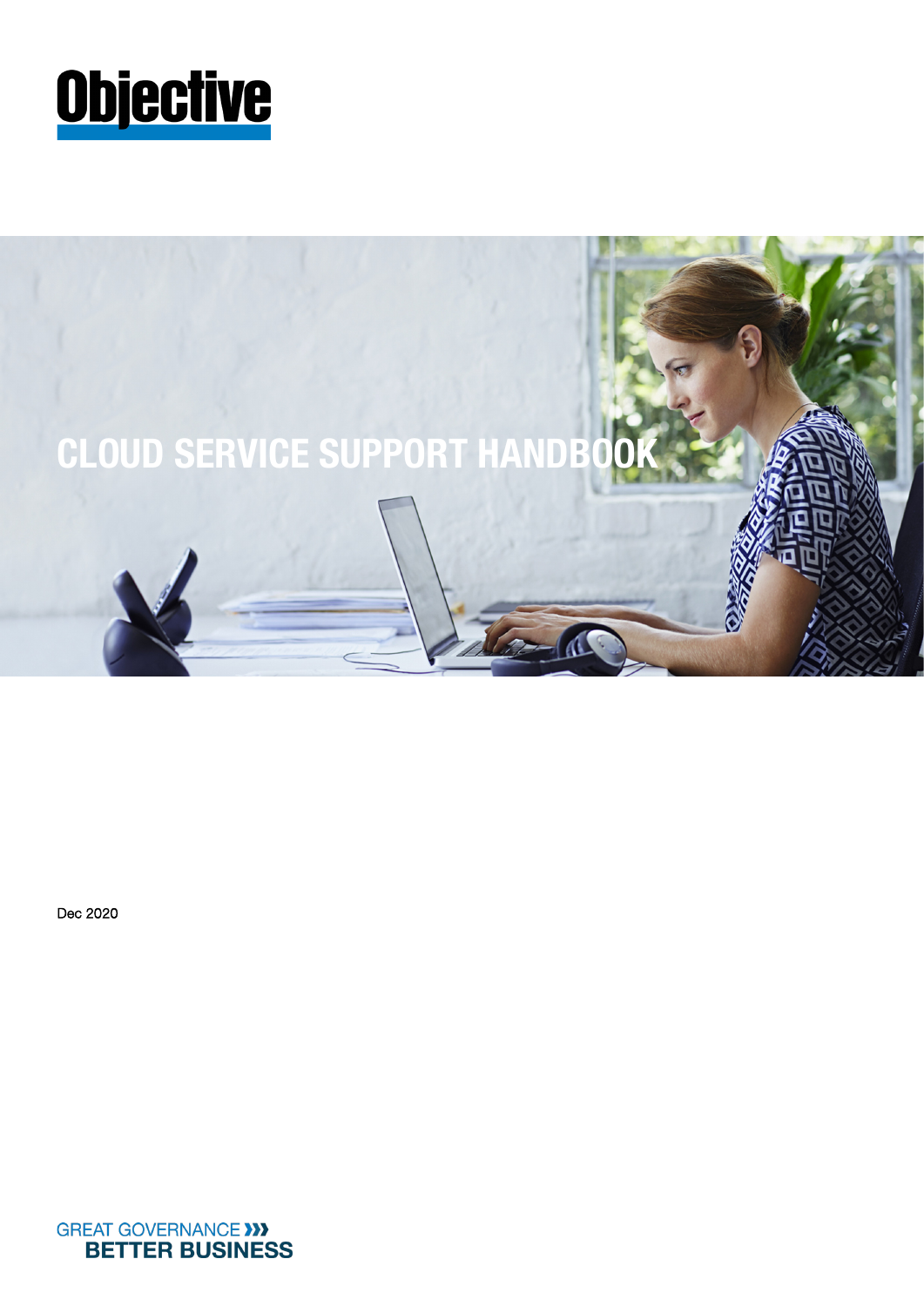Objective

# CLOUD SERVICE SUPPORT HANDBOOK

Dec 2020

GREAT GOVERNANCE
BETTER BUSINESS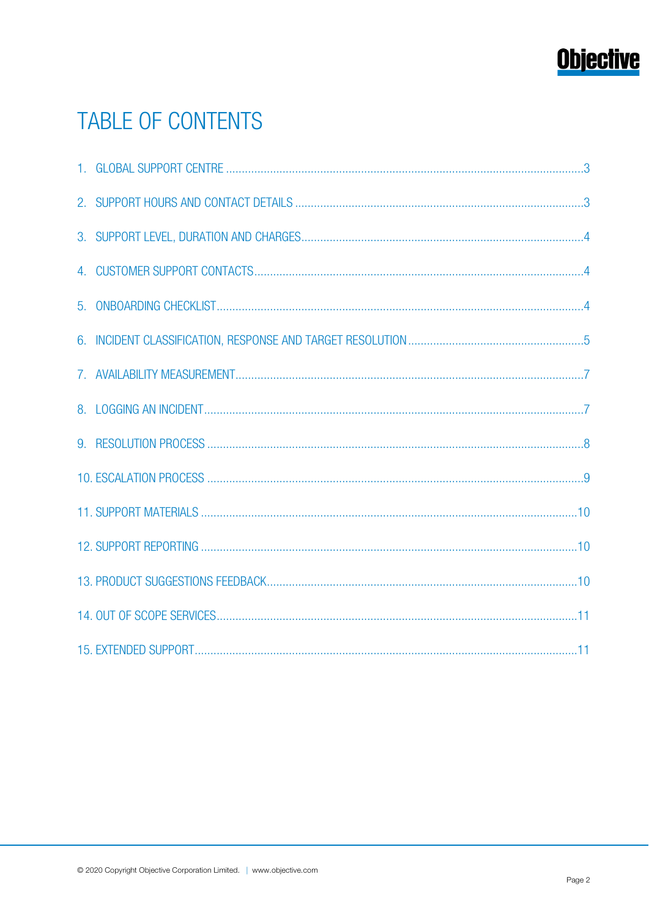# TABLE OF CONTENTS

1. GLOBAL SUPPORT CENTRE ........................................................................................................3
2. SUPPORT HOURS AND CONTACT DETAILS ..............................................................................3
3. SUPPORT LEVEL, DURATION AND CHARGES............................................................................4
4. CUSTOMER SUPPORT CONTACTS...........................................................................................4
5. ONBOARDING CHECKLIST........................................................................................................4
6. INCIDENT CLASSIFICATION, RESPONSE AND TARGET RESOLUTION ........................................5
7. AVAILABILITY MEASUREMENT..................................................................................................7
8. LOGGING AN INCIDENT.............................................................................................................7
9. RESOLUTION PROCESS ............................................................................................................8
10. ESCALATION PROCESS ............................................................................................................9
11. SUPPORT MATERIALS ...........................................................................................................10
12. SUPPORT REPORTING ...........................................................................................................10
13. PRODUCT SUGGESTIONS FEEDBACK......................................................................................10
14. OUT OF SCOPE SERVICES......................................................................................................11
15. EXTENDED SUPPORT.............................................................................................................11

© 2020 Copyright Objective Corporation Limited. | www.objective.com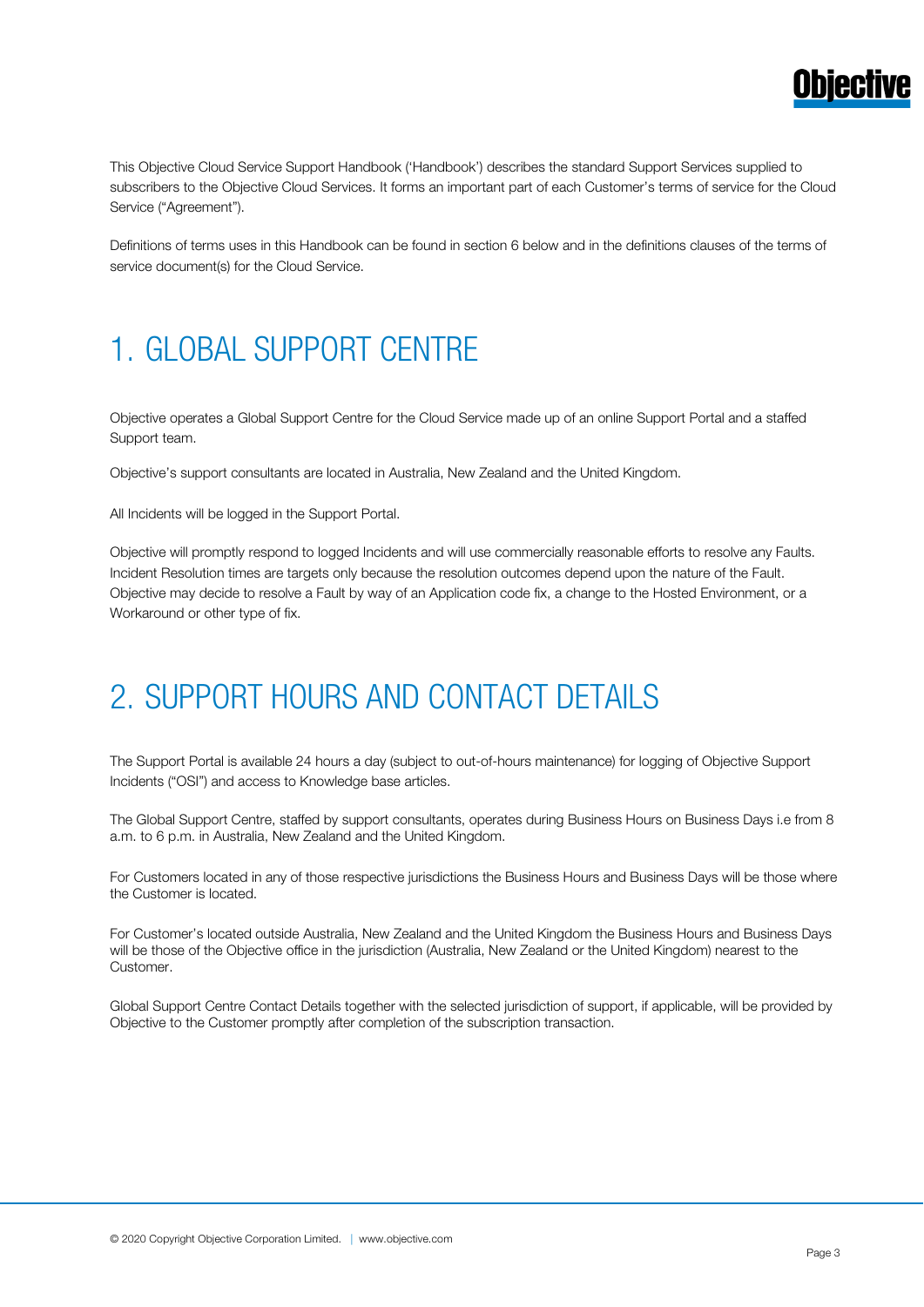This Objective Cloud Service Support Handbook ('Handbook') describes the standard Support Services supplied to subscribers to the Objective Cloud Services. It forms an important part of each Customer's terms of service for the Cloud Service ("Agreement").

Definitions of terms uses in this Handbook can be found in section 6 below and in the definitions clauses of the terms of service document(s) for the Cloud Service.

# 1. GLOBAL SUPPORT CENTRE

Objective operates a Global Support Centre for the Cloud Service made up of an online Support Portal and a staffed Support team.

Objective's support consultants are located in Australia, New Zealand and the United Kingdom.

All Incidents will be logged in the Support Portal.

Objective will promptly respond to logged Incidents and will use commercially reasonable efforts to resolve any Faults. Incident Resolution times are targets only because the resolution outcomes depend upon the nature of the Fault. Objective may decide to resolve a Fault by way of an Application code fix, a change to the Hosted Environment, or a Workaround or other type of fix.

# 2. SUPPORT HOURS AND CONTACT DETAILS

The Support Portal is available 24 hours a day (subject to out-of-hours maintenance) for logging of Objective Support Incidents ("OSI") and access to Knowledge base articles.

The Global Support Centre, staffed by support consultants, operates during Business Hours on Business Days i.e from 8 a.m. to 6 p.m. in Australia, New Zealand and the United Kingdom.

For Customers located in any of those respective jurisdictions the Business Hours and Business Days will be those where the Customer is located.

For Customer's located outside Australia, New Zealand and the United Kingdom the Business Hours and Business Days will be those of the Objective office in the jurisdiction (Australia, New Zealand or the United Kingdom) nearest to the Customer.

Global Support Centre Contact Details together with the selected jurisdiction of support, if applicable, will be provided by Objective to the Customer promptly after completion of the subscription transaction.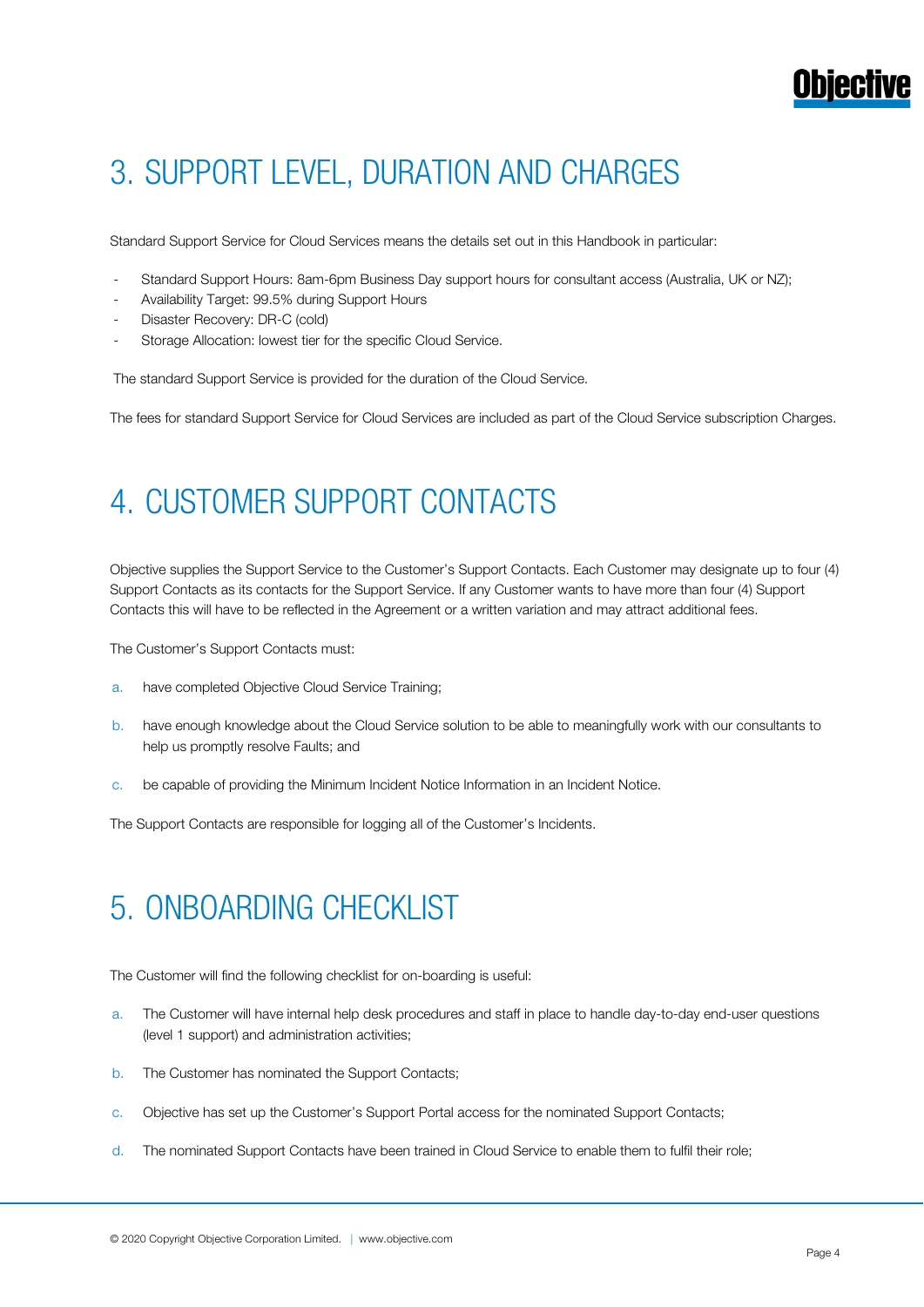# 3. SUPPORT LEVEL, DURATION AND CHARGES

Standard Support Service for Cloud Services means the details set out in this Handbook in particular:

- Standard Support Hours: 8am-6pm Business Day support hours for consultant access (Australia, UK or NZ);
- Availability Target: 99.5% during Support Hours
- Disaster Recovery: DR-C (cold)
- Storage Allocation: lowest tier for the specific Cloud Service.

The standard Support Service is provided for the duration of the Cloud Service.

The fees for standard Support Service for Cloud Services are included as part of the Cloud Service subscription Charges.

# 4. CUSTOMER SUPPORT CONTACTS

Objective supplies the Support Service to the Customer's Support Contacts. Each Customer may designate up to four (4) Support Contacts as its contacts for the Support Service. If any Customer wants to have more than four (4) Support Contacts this will have to be reflected in the Agreement or a written variation and may attract additional fees.

The Customer's Support Contacts must:

a. have completed Objective Cloud Service Training;

b. have enough knowledge about the Cloud Service solution to be able to meaningfully work with our consultants to help us promptly resolve Faults; and

c. be capable of providing the Minimum Incident Notice Information in an Incident Notice.

The Support Contacts are responsible for logging all of the Customer's Incidents.

# 5. ONBOARDING CHECKLIST

The Customer will find the following checklist for on-boarding is useful:

a. The Customer will have internal help desk procedures and staff in place to handle day-to-day end-user questions (level 1 support) and administration activities;

b. The Customer has nominated the Support Contacts;

c. Objective has set up the Customer's Support Portal access for the nominated Support Contacts;

d. The nominated Support Contacts have been trained in Cloud Service to enable them to fulfil their role;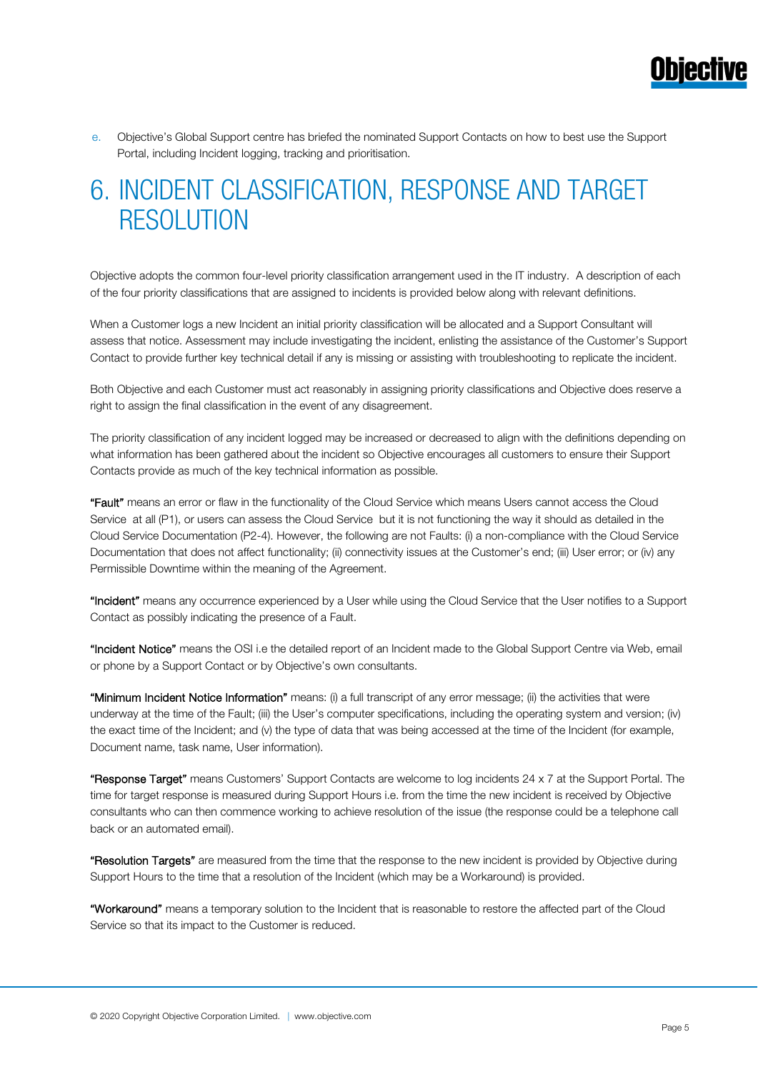e. Objective's Global Support centre has briefed the nominated Support Contacts on how to best use the Support Portal, including Incident logging, tracking and prioritisation.

# 6. INCIDENT CLASSIFICATION, RESPONSE AND TARGET RESOLUTION

Objective adopts the common four-level priority classification arrangement used in the IT industry. A description of each of the four priority classifications that are assigned to incidents is provided below along with relevant definitions.

When a Customer logs a new Incident an initial priority classification will be allocated and a Support Consultant will assess that notice. Assessment may include investigating the incident, enlisting the assistance of the Customer's Support Contact to provide further key technical detail if any is missing or assisting with troubleshooting to replicate the incident.

Both Objective and each Customer must act reasonably in assigning priority classifications and Objective does reserve a right to assign the final classification in the event of any disagreement.

The priority classification of any incident logged may be increased or decreased to align with the definitions depending on what information has been gathered about the incident so Objective encourages all customers to ensure their Support Contacts provide as much of the key technical information as possible.

**"Fault"** means an error or flaw in the functionality of the Cloud Service which means Users cannot access the Cloud Service at all (P1), or users can assess the Cloud Service but it is not functioning the way it should as detailed in the Cloud Service Documentation (P2-4). However, the following are not Faults: (i) a non-compliance with the Cloud Service Documentation that does not affect functionality; (ii) connectivity issues at the Customer's end; (iii) User error; or (iv) any Permissible Downtime within the meaning of the Agreement.

**"Incident"** means any occurrence experienced by a User while using the Cloud Service that the User notifies to a Support Contact as possibly indicating the presence of a Fault.

**"Incident Notice"** means the OSI i.e the detailed report of an Incident made to the Global Support Centre via Web, email or phone by a Support Contact or by Objective's own consultants.

**"Minimum Incident Notice Information"** means: (i) a full transcript of any error message; (ii) the activities that were underway at the time of the Fault; (iii) the User's computer specifications, including the operating system and version; (iv) the exact time of the Incident; and (v) the type of data that was being accessed at the time of the Incident (for example, Document name, task name, User information).

**"Response Target"** means Customers' Support Contacts are welcome to log incidents 24 x 7 at the Support Portal. The time for target response is measured during Support Hours i.e. from the time the new incident is received by Objective consultants who can then commence working to achieve resolution of the issue (the response could be a telephone call back or an automated email).

**"Resolution Targets"** are measured from the time that the response to the new incident is provided by Objective during Support Hours to the time that a resolution of the Incident (which may be a Workaround) is provided.

**"Workaround"** means a temporary solution to the Incident that is reasonable to restore the affected part of the Cloud Service so that its impact to the Customer is reduced.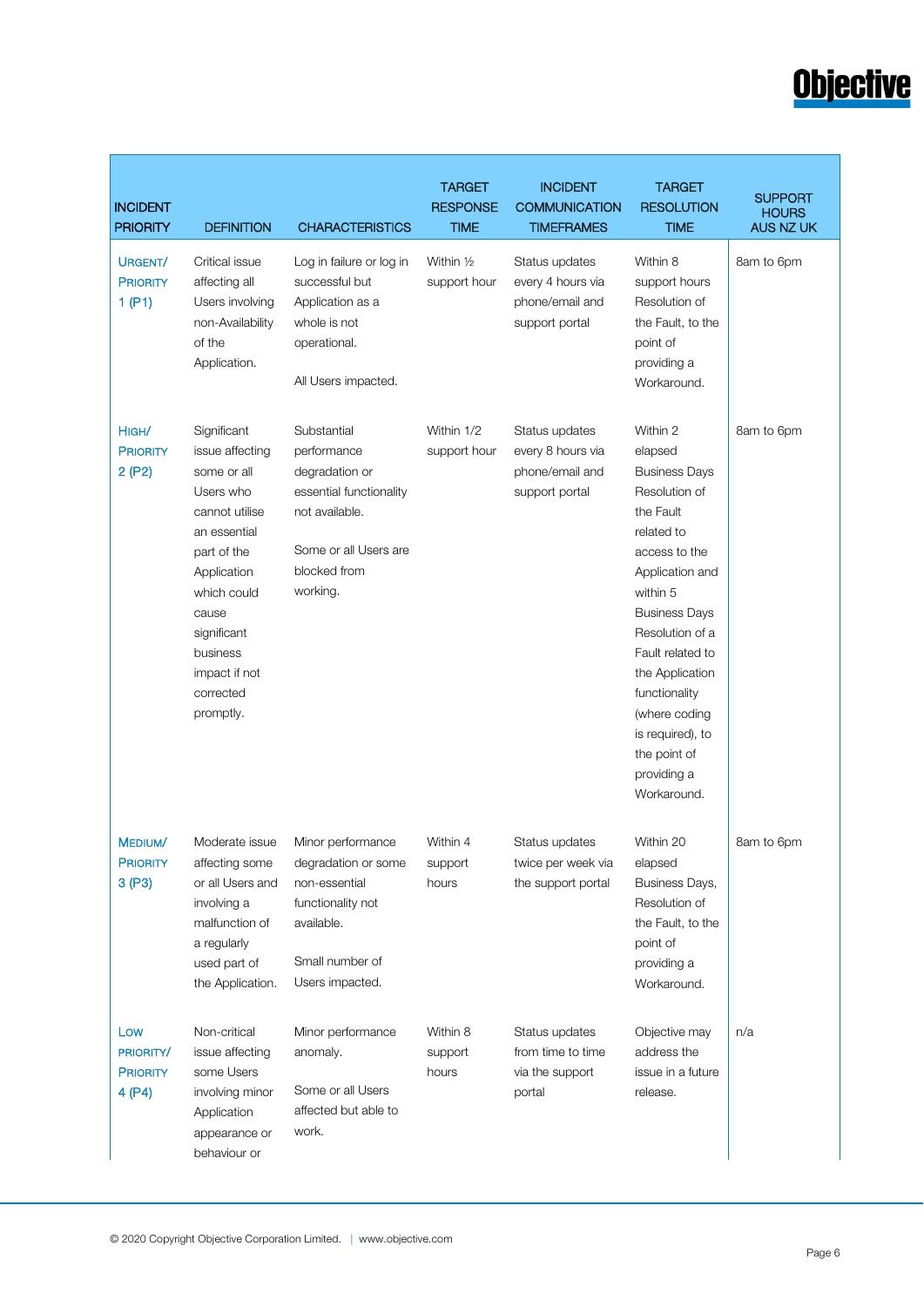| INCIDENT PRIORITY | DEFINITION | CHARACTERISTICS | TARGET RESPONSE TIME | INCIDENT COMMUNICATION TIMEFRAMES | TARGET RESOLUTION TIME | SUPPORT HOURS AUS NZ UK |
|---|---|---|---|---|---|---|
| Urgent/ Priority 1 (P1) | Critical issue affecting all Users involving non-Availability of the Application. | Log in failure or log in successful but Application as a whole is not operational.<br><br>All Users impacted. | Within ½ support hour | Status updates every 4 hours via phone/email and support portal | Within 8 support hours Resolution of the Fault, to the point of providing a Workaround. | 8am to 6pm |
| High/ Priority 2 (P2) | Significant issue affecting some or all Users who cannot utilise an essential part of the Application which could cause significant business impact if not corrected promptly. | Substantial performance degradation or essential functionality not available.<br><br>Some or all Users are blocked from working. | Within 1/2 support hour | Status updates every 8 hours via phone/email and support portal | Within 2 elapsed Business Days Resolution of the Fault related to access to the Application and within 5 Business Days Resolution of a Fault related to the Application functionality (where coding is required), to the point of providing a Workaround. | 8am to 6pm |
| Medium/ Priority 3 (P3) | Moderate issue affecting some or all Users and involving a malfunction of a regularly used part of the Application. | Minor performance degradation or some non-essential functionality not available.<br><br>Small number of Users impacted. | Within 4 support hours | Status updates twice per week via the support portal | Within 20 elapsed Business Days, Resolution of the Fault, to the point of providing a Workaround. | 8am to 6pm |
| Low Priority/ Priority 4 (P4) | Non-critical issue affecting some Users involving minor Application appearance or behaviour or | Minor performance anomaly.<br><br>Some or all Users affected but able to work. | Within 8 support hours | Status updates from time to time via the support portal | Objective may address the issue in a future release. | n/a |

© 2020 Copyright Objective Corporation Limited. | www.objective.com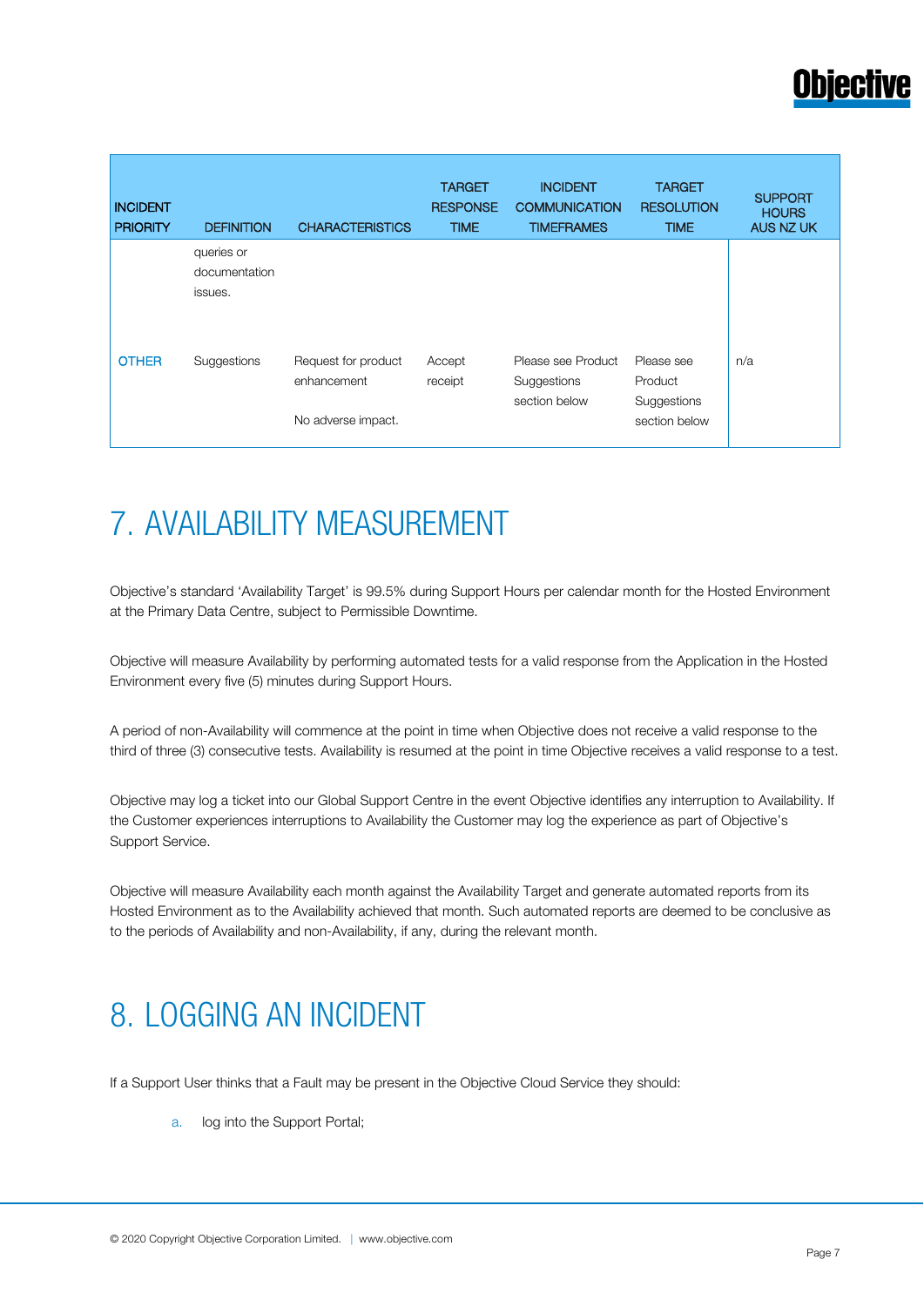| INCIDENT PRIORITY | DEFINITION | CHARACTERISTICS | TARGET RESPONSE TIME | INCIDENT COMMUNICATION TIMEFRAMES | TARGET RESOLUTION TIME | SUPPORT HOURS AUS NZ UK |
|---|---|---|---|---|---|---|
| | queries or documentation issues. | | | | | |
| OTHER | Suggestions | Request for product enhancement<br><br>No adverse impact. | Accept receipt | Please see Product Suggestions section below | Please see Product Suggestions section below | n/a |

# 7. AVAILABILITY MEASUREMENT

Objective's standard 'Availability Target' is 99.5% during Support Hours per calendar month for the Hosted Environment at the Primary Data Centre, subject to Permissible Downtime.

Objective will measure Availability by performing automated tests for a valid response from the Application in the Hosted Environment every five (5) minutes during Support Hours.

A period of non-Availability will commence at the point in time when Objective does not receive a valid response to the third of three (3) consecutive tests. Availability is resumed at the point in time Objective receives a valid response to a test.

Objective may log a ticket into our Global Support Centre in the event Objective identifies any interruption to Availability. If the Customer experiences interruptions to Availability the Customer may log the experience as part of Objective's Support Service.

Objective will measure Availability each month against the Availability Target and generate automated reports from its Hosted Environment as to the Availability achieved that month. Such automated reports are deemed to be conclusive as to the periods of Availability and non-Availability, if any, during the relevant month.

# 8. LOGGING AN INCIDENT

If a Support User thinks that a Fault may be present in the Objective Cloud Service they should:

a. log into the Support Portal;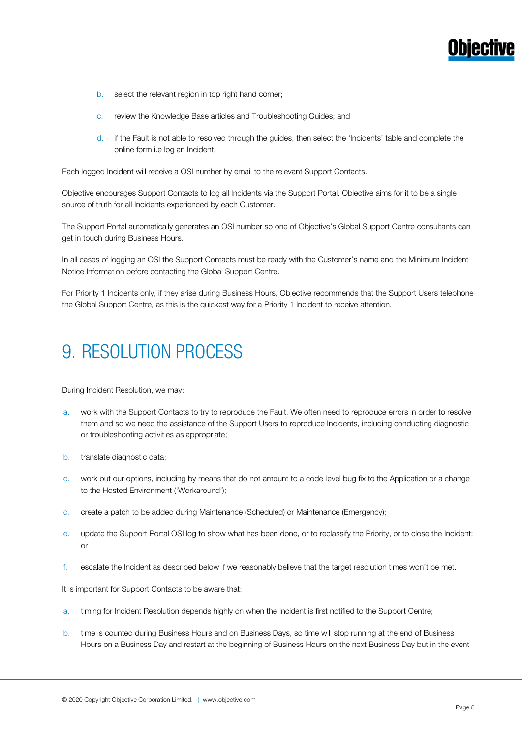b. select the relevant region in top right hand corner;

c. review the Knowledge Base articles and Troubleshooting Guides; and

d. if the Fault is not able to resolved through the guides, then select the 'Incidents' table and complete the online form i.e log an Incident.

Each logged Incident will receive a OSI number by email to the relevant Support Contacts.

Objective encourages Support Contacts to log all Incidents via the Support Portal. Objective aims for it to be a single source of truth for all Incidents experienced by each Customer.

The Support Portal automatically generates an OSI number so one of Objective's Global Support Centre consultants can get in touch during Business Hours.

In all cases of logging an OSI the Support Contacts must be ready with the Customer's name and the Minimum Incident Notice Information before contacting the Global Support Centre.

For Priority 1 Incidents only, if they arise during Business Hours, Objective recommends that the Support Users telephone the Global Support Centre, as this is the quickest way for a Priority 1 Incident to receive attention.

# 9. RESOLUTION PROCESS

During Incident Resolution, we may:

a. work with the Support Contacts to try to reproduce the Fault. We often need to reproduce errors in order to resolve them and so we need the assistance of the Support Users to reproduce Incidents, including conducting diagnostic or troubleshooting activities as appropriate;

b. translate diagnostic data;

c. work out our options, including by means that do not amount to a code-level bug fix to the Application or a change to the Hosted Environment ('Workaround');

d. create a patch to be added during Maintenance (Scheduled) or Maintenance (Emergency);

e. update the Support Portal OSI log to show what has been done, or to reclassify the Priority, or to close the Incident; or

f. escalate the Incident as described below if we reasonably believe that the target resolution times won't be met.

It is important for Support Contacts to be aware that:

a. timing for Incident Resolution depends highly on when the Incident is first notified to the Support Centre;

b. time is counted during Business Hours and on Business Days, so time will stop running at the end of Business Hours on a Business Day and restart at the beginning of Business Hours on the next Business Day but in the event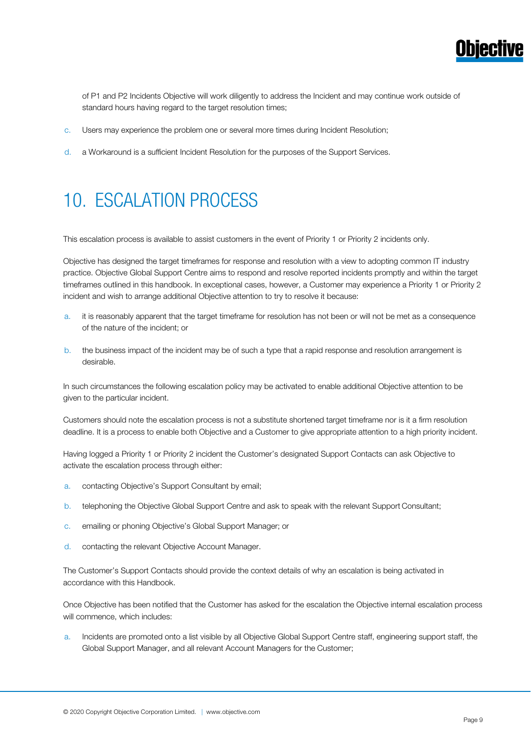of P1 and P2 Incidents Objective will work diligently to address the Incident and may continue work outside of standard hours having regard to the target resolution times;

c. Users may experience the problem one or several more times during Incident Resolution;

d. a Workaround is a sufficient Incident Resolution for the purposes of the Support Services.

# 10. ESCALATION PROCESS

This escalation process is available to assist customers in the event of Priority 1 or Priority 2 incidents only.

Objective has designed the target timeframes for response and resolution with a view to adopting common IT industry practice. Objective Global Support Centre aims to respond and resolve reported incidents promptly and within the target timeframes outlined in this handbook. In exceptional cases, however, a Customer may experience a Priority 1 or Priority 2 incident and wish to arrange additional Objective attention to try to resolve it because:

a. it is reasonably apparent that the target timeframe for resolution has not been or will not be met as a consequence of the nature of the incident; or

b. the business impact of the incident may be of such a type that a rapid response and resolution arrangement is desirable.

In such circumstances the following escalation policy may be activated to enable additional Objective attention to be given to the particular incident.

Customers should note the escalation process is not a substitute shortened target timeframe nor is it a firm resolution deadline. It is a process to enable both Objective and a Customer to give appropriate attention to a high priority incident.

Having logged a Priority 1 or Priority 2 incident the Customer's designated Support Contacts can ask Objective to activate the escalation process through either:

a. contacting Objective's Support Consultant by email;

b. telephoning the Objective Global Support Centre and ask to speak with the relevant Support Consultant;

c. emailing or phoning Objective's Global Support Manager; or

d. contacting the relevant Objective Account Manager.

The Customer's Support Contacts should provide the context details of why an escalation is being activated in accordance with this Handbook.

Once Objective has been notified that the Customer has asked for the escalation the Objective internal escalation process will commence, which includes:

a. Incidents are promoted onto a list visible by all Objective Global Support Centre staff, engineering support staff, the Global Support Manager, and all relevant Account Managers for the Customer;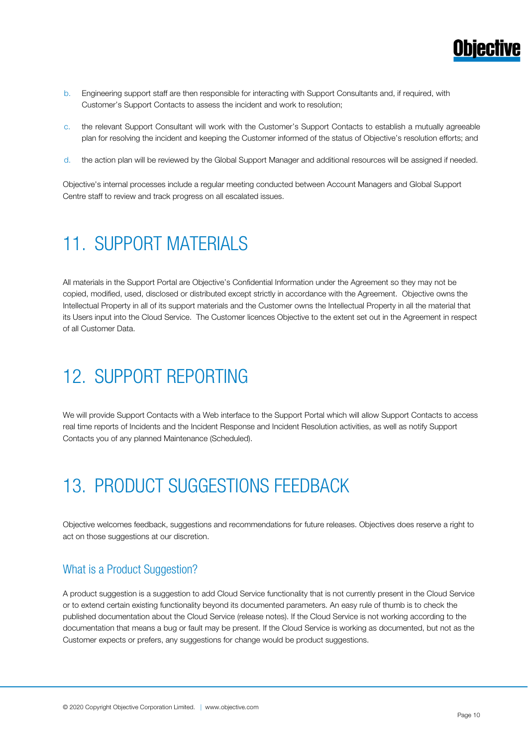b. Engineering support staff are then responsible for interacting with Support Consultants and, if required, with Customer's Support Contacts to assess the incident and work to resolution;

c. the relevant Support Consultant will work with the Customer's Support Contacts to establish a mutually agreeable plan for resolving the incident and keeping the Customer informed of the status of Objective's resolution efforts; and

d. the action plan will be reviewed by the Global Support Manager and additional resources will be assigned if needed.

Objective's internal processes include a regular meeting conducted between Account Managers and Global Support Centre staff to review and track progress on all escalated issues.

# 11. SUPPORT MATERIALS

All materials in the Support Portal are Objective's Confidential Information under the Agreement so they may not be copied, modified, used, disclosed or distributed except strictly in accordance with the Agreement. Objective owns the Intellectual Property in all of its support materials and the Customer owns the Intellectual Property in all the material that its Users input into the Cloud Service. The Customer licences Objective to the extent set out in the Agreement in respect of all Customer Data.

# 12. SUPPORT REPORTING

We will provide Support Contacts with a Web interface to the Support Portal which will allow Support Contacts to access real time reports of Incidents and the Incident Response and Incident Resolution activities, as well as notify Support Contacts you of any planned Maintenance (Scheduled).

# 13. PRODUCT SUGGESTIONS FEEDBACK

Objective welcomes feedback, suggestions and recommendations for future releases. Objectives does reserve a right to act on those suggestions at our discretion.

## What is a Product Suggestion?

A product suggestion is a suggestion to add Cloud Service functionality that is not currently present in the Cloud Service or to extend certain existing functionality beyond its documented parameters. An easy rule of thumb is to check the published documentation about the Cloud Service (release notes). If the Cloud Service is not working according to the documentation that means a bug or fault may be present. If the Cloud Service is working as documented, but not as the Customer expects or prefers, any suggestions for change would be product suggestions.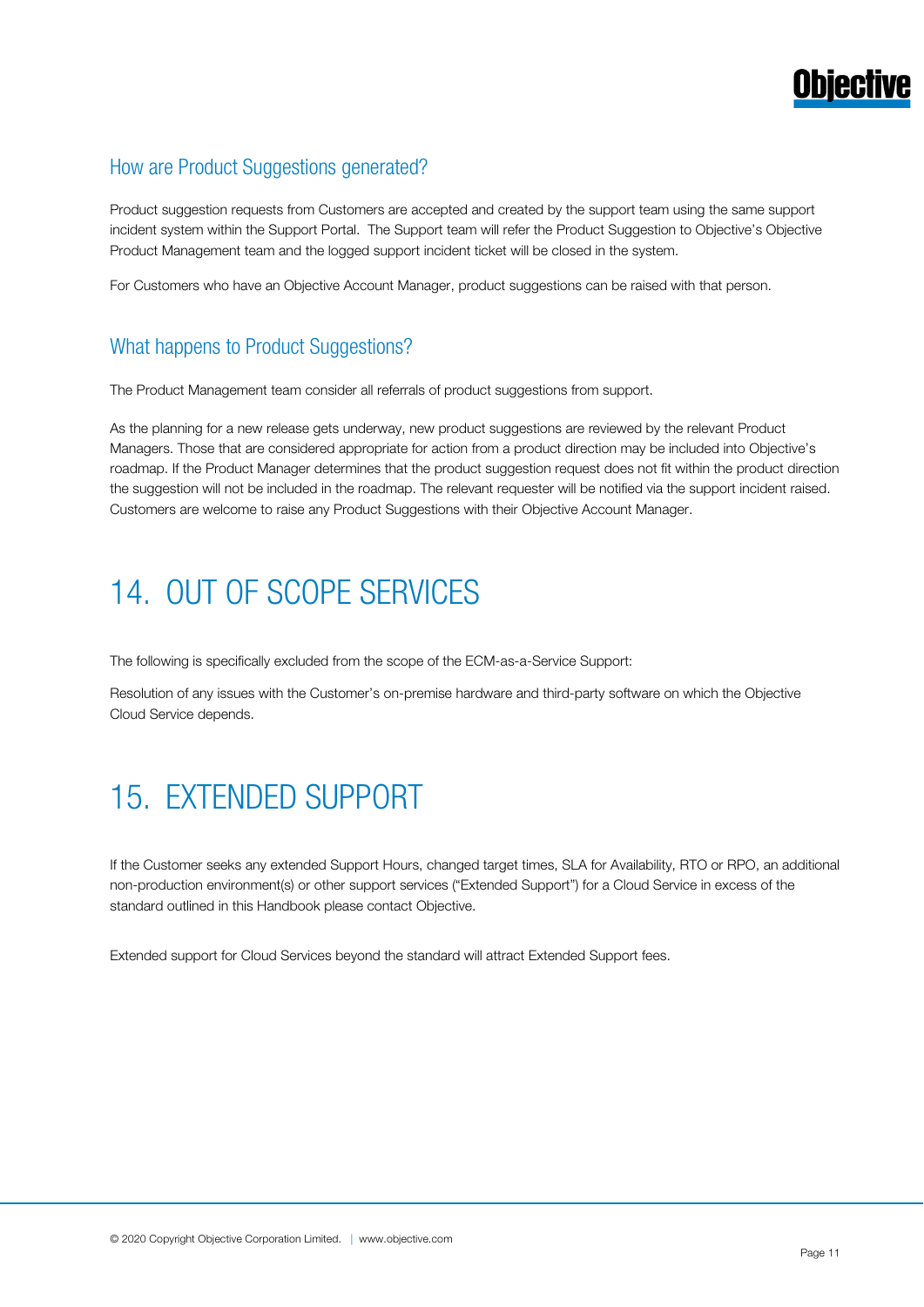### How are Product Suggestions generated?

Product suggestion requests from Customers are accepted and created by the support team using the same support incident system within the Support Portal. The Support team will refer the Product Suggestion to Objective's Objective Product Management team and the logged support incident ticket will be closed in the system.

For Customers who have an Objective Account Manager, product suggestions can be raised with that person.

### What happens to Product Suggestions?

The Product Management team consider all referrals of product suggestions from support.

As the planning for a new release gets underway, new product suggestions are reviewed by the relevant Product Managers. Those that are considered appropriate for action from a product direction may be included into Objective's roadmap. If the Product Manager determines that the product suggestion request does not fit within the product direction the suggestion will not be included in the roadmap. The relevant requester will be notified via the support incident raised. Customers are welcome to raise any Product Suggestions with their Objective Account Manager.

## 14. OUT OF SCOPE SERVICES

The following is specifically excluded from the scope of the ECM-as-a-Service Support:

Resolution of any issues with the Customer's on-premise hardware and third-party software on which the Objective Cloud Service depends.

## 15. EXTENDED SUPPORT

If the Customer seeks any extended Support Hours, changed target times, SLA for Availability, RTO or RPO, an additional non-production environment(s) or other support services ("Extended Support") for a Cloud Service in excess of the standard outlined in this Handbook please contact Objective.

Extended support for Cloud Services beyond the standard will attract Extended Support fees.